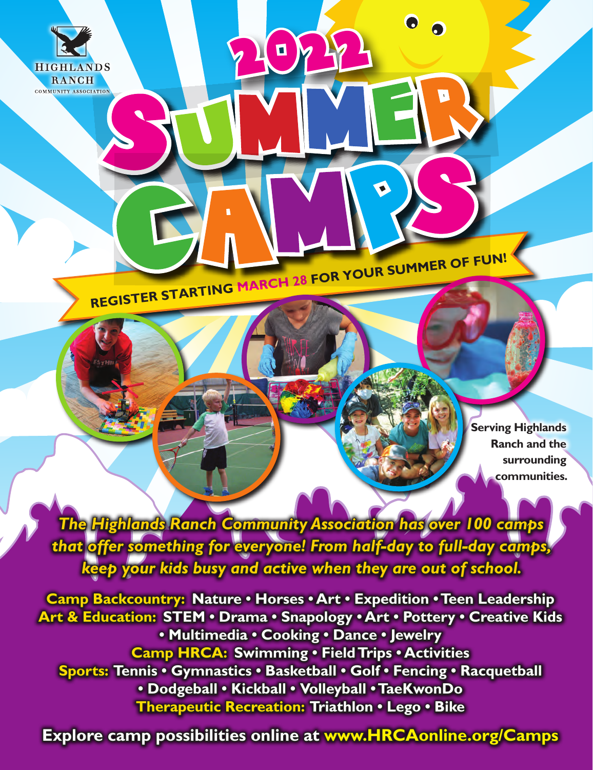HIGHLANDS RANCH
COMMUNITY ASSOCIATION

# 2022 SUMMER CAMPS

**REGISTER STARTING MARCH 28 FOR YOUR SUMMER OF FUN!**

**Serving Highlands Ranch and the surrounding communities.**

***The Highlands Ranch Community Association has over 100 camps that offer something for everyone! From half-day to full-day camps, keep your kids busy and active when they are out of school.***

**Camp Backcountry:** Nature • Horses • Art • Expedition • Teen Leadership

**Art & Education:** STEM • Drama • Snapology • Art • Pottery • Creative Kids • Multimedia • Cooking • Dance • Jewelry

**Camp HRCA:** Swimming • Field Trips • Activities

**Sports:** Tennis • Gymnastics • Basketball • Golf • Fencing • Racquetball • Dodgeball • Kickball • Volleyball • TaeKwonDo

**Therapeutic Recreation:** Triathlon • Lego • Bike

**Explore camp possibilities online at www.HRCAonline.org/Camps**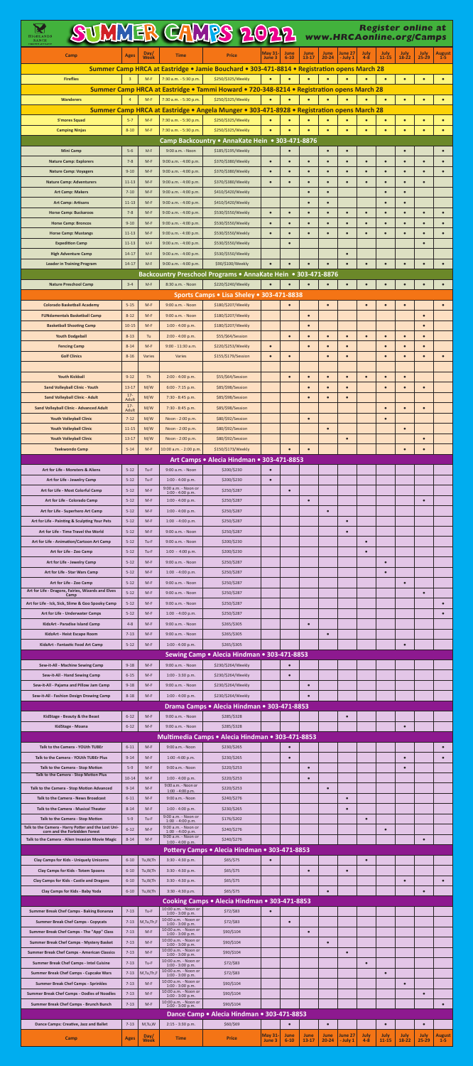# SUMMER CAMPS 2022

**Register online at www.HRCAonline.org/Camps**

| Camp | Ages | Day/Week | Time | Price | May 31-June 3 | June 6-10 | June 13-17 | June 20-24 | June 27-July 1 | July 4-8 | July 11-15 | July 18-22 | July 25-29 | August 1-5 |
|---|---|---|---|---|---|---|---|---|---|---|---|---|---|---|
| **Summer Camp HRCA at Eastridge • Jamie Bouchard • 303-471-8814 • Registration opens March 28** | | | | | | | | | | | | | | |
| Fireflies | 3 | M-F | 7:30 a.m. - 5:30 p.m. | $250/$325/Weekly | • | • | • | • | • | • | • | • | • | • |
| **Summer Camp HRCA at Eastridge • Tammi Howard • 720-348-8214 • Registration opens March 28** | | | | | | | | | | | | | | |
| Wanderers | 4 | M-F | 7:30 a.m. - 5:30 p.m. | $250/$325/Weekly | • | • | • | • | • | • | • | • | • | • |
| **Summer Camp HRCA at Eastridge • Angela Munger • 303-471-8928 • Registration opens March 28** | | | | | | | | | | | | | | |
| S'mores Squad | 5-7 | M-F | 7:30 a.m. - 5:30 p.m. | $250/$325/Weekly | • | • | • | • | • | • | • | • | • | • |
| Camping Ninjas | 8-10 | M-F | 7:30 a.m. - 5:30 p.m. | $250/$325/Weekly | • | • | • | • | • | • | • | • | • | • |
| **Camp Backcountry • AnnaKate Hein • 303-471-8876** | | | | | | | | | | | | | | |
| Mini Camp | 5-6 | M-F | 9:00 a.m. - Noon | $185/$195/Weekly | | • | | • | • | | | • | | • |
| Nature Camp: Explorers | 7-8 | M-F | 9:00 a.m. - 4:00 p.m. | $370/$380/Weekly | • | • | • | • | • | • | • | • | • | • |
| Nature Camp: Voyagers | 9-10 | M-F | 9:00 a.m. - 4:00 p.m. | $370/$380/Weekly | • | • | • | • | • | • | • | • | • | • |
| Nature Camp: Adventurers | 11-13 | M-F | 9:00 a.m. - 4:00 p.m. | $370/$380/Weekly | • | • | • | • | • | • | • | • | • | |
| Art Camp: Makers | 7-10 | M-F | 9:00 a.m. - 4:00 p.m. | $410/$420/Weekly | | | • | • | | | • | • | | |
| Art Camp: Artisans | 11-13 | M-F | 9:00 a.m. - 4:00 p.m. | $410/$420/Weekly | | | • | • | | | • | • | | |
| Horse Camp: Buckaroos | 7-8 | M-F | 9:00 a.m. - 4:00 p.m. | $530/$550/Weekly | • | • | • | • | • | • | • | • | • | • |
| Horse Camp: Broncos | 9-10 | M-F | 9:00 a.m. - 4:00 p.m. | $530/$550/Weekly | • | • | • | • | • | • | • | • | • | • |
| Horse Camp: Mustangs | 11-13 | M-F | 9:00 a.m. - 4:00 p.m. | $530/$550/Weekly | • | • | • | • | • | • | • | • | • | • |
| Expedition Camp | 11-13 | M-F | 9:00 a.m. - 4:00 p.m. | $530/$550/Weekly | | • | | | | | | | • | |
| High Adventure Camp | 14-17 | M-F | 9:00 a.m. - 4:00 p.m. | $530/$550/Weekly | | | | | • | | | | | |
| Leader in Training Program | 14-17 | M-F | 9:00 a.m. - 4:00 p.m. | $90/$100/Weekly | • | • | • | • | • | • | • | • | • | • |
| **Backcountry Preschool Programs • AnnaKate Hein • 303-471-8876** | | | | | | | | | | | | | | |
| Nature Preschool Camp | 3-4 | M-F | 8:30 a.m. - Noon | $220/$240/Weekly | • | • | • | • | • | • | • | • | • | • |
| **Sports Camps • Lisa Sheley • 303-471-8838** | | | | | | | | | | | | | | |
| Colorado Basketball Academy | 5-15 | M-F | 9:00 a.m. - Noon | $180/$207/Weekly | | • | | • | | • | • | • | | • |
| FUNdamentals Basketball Camp | 8-12 | M-F | 9:00 a.m. - Noon | $180/$207/Weekly | | | • | | | | | | • | |
| Basketball Shooting Camp | 10-15 | M-F | 1:00 - 4:00 p.m. | $180/$207/Weekly | | | • | | | | | | • | |
| Youth Dodgeball | 8-13 | Tu | 2:00 - 4:00 p.m. | $55/$64/Session | | • | • | • | • | • | • | • | • | |
| Fencing Camp | 8-14 | M-F | 9:00 - 11:30 a.m. | $220/$253/Weekly | • | | • | • | • | | • | • | • | |
| Golf Clinics | 8-16 | Varies | Varies | $155/$179/Session | • | • | | • | • | | • | • | • | • |
| | | | | | | | | | | | | | | |
| Youth Kickball | 9-12 | Th | 2:00 - 4:00 p.m. | $55/$64/Session | | • | • | • | • | • | • | • | | |
| Sand Volleyball Clinic - Youth | 13-17 | M/W | 6:00 - 7:15 p.m. | $85/$98/Session | | | • | • | • | | • | • | • | |
| Sand Volleyball Clinic - Adult | 17-Adult | M/W | 7:30 - 8:45 p.m. | $85/$98/Session | | | • | • | • | | | | | |
| Sand Volleyball Clinic - Advanced Adult | 17-Adult | M/W | 7:30 - 8:45 p.m. | $85/$98/Session | | | | | | | • | • | • | |
| Youth Volleyball Clinic | 7-12 | M/W | Noon - 2:00 p.m. | $80/$92/Session | | | • | | | | • | | | |
| Youth Volleyball Clinic | 11-15 | M/W | Noon - 2:00 p.m. | $80/$92/Session | | | | • | | | | • | | |
| Youth Volleyball Clinic | 13-17 | M/W | Noon - 2:00 p.m. | $80/$92/Session | | | | | • | | | | • | |
| Taekwondo Camp | 5-14 | M-F | 10:00 a.m. - 2:00 p.m. | $150/$173/Weekly | | • | • | | | | | • | • | |
| **Art Camps • Alecia Hindman • 303-471-8853** | | | | | | | | | | | | | | |
| Art for Life - Monsters & Aliens | 5-12 | Tu-F | 9:00 a.m. - Noon | $200/$230 | • | | | | | | | | | |
| Art for Life - Jewelry Camp | 5-12 | Tu-F | 1:00 - 4:00 p.m. | $200/$230 | • | | | | | | | | | |
| Art For Life - Most Colorful Camp | 5-12 | M-F | 9:00 a.m. - Noon or 1:00 - 4:00 p.m. | $250/$287 | | • | | | | | | | | |
| Art for Life - Colorado Camp | 5-12 | M-F | 1:00 - 4:00 p.m. | $250/$287 | | | • | | | | | | • | |
| Art for Life - Superhero Art Camp | 5-12 | M-F | 1:00 - 4:00 p.m. | $250/$287 | | | | • | | | | | | |
| Art for Life - Painting & Sculpting Your Pets | 5-12 | M-F | 1:00 - 4:00 p.m. | $250/$287 | | | | | • | | | | | |
| Art for Life - Time Travel the World | 5-12 | M-F | 9:00 a.m. - Noon | $250/$287 | | | | | • | | | | | |
| Art for Life - Animation/Cartoon Art Camp | 5-12 | Tu-F | 9:00 a.m. - Noon | $200/$230 | | | | | | • | | | | |
| Art for Life - Zoo Camp | 5-12 | Tu-F | 1:00 - 4:00 p.m. | $200/$230 | | | | | | • | | | | |
| Art for Life - Jewelry Camp | 5-12 | M-F | 1:00 - 4:00 p.m. | $250/$287 | | | | | | | • | | | |
| Art for Life - Star Wars Camp | 5-12 | M-F | 1:00 - 4:00 p.m. | $250/$287 | | | | | | | • | | | |
| Art for Life - Zoo Camp | 5-12 | M-F | 9:00 a.m. - Noon | $250/$287 | | | | | | | | • | | |
| Art for Life - Dragons, Fairies, Wizards and Elves Camp | 5-12 | M-F | 9:00 a.m. - Noon | $250/$287 | | | | | | | | | • | |
| Art for Life - Ick, Sick, Slime & Goo Spooky Camp | 5-12 | M-F | 9:00 a.m. - Noon | $250/$287 | | | | | | | | | | • |
| Art for Life - Underwater Camps | 5-12 | M-F | 1:00 - 4:00 p.m. | $250/$287 | | | | | | | | | | • |
| KidzArt - Paradise Island Camp | 4-8 | M-F | 9:00 a.m. - Noon | $265/$305 | | | • | | | | | | | |
| KidzArt - Heist Escape Room | 7-13 | M-F | 9:00 a.m. - Noon | $265/$305 | | | | • | | | | | | |
| KidzArt - Fantastic Food Art Camp | 5-12 | M-F | 1:00 - 4:00 p.m. | $265/$305 | | | | | | | | • | | |
| **Sewing Camp • Alecia Hindman • 303-471-8853** | | | | | | | | | | | | | | |
| Sew-it-All - Machine Sewing Camp | 9-18 | M-F | 9:00 a.m. - Noon | $230/$264/Weekly | | • | | | | | | | | |
| Sew-it-All - Hand Sewing Camp | 6-15 | M-F | 1:00 - 3:30 p.m. | $230/$264/Weekly | | • | | | | | | | | |
| Sew-it-All - Pajama and Pillow Jam Camp | 9-18 | M-F | 9:00 a.m. - Noon | $230/$264/Weekly | | | • | | | | | | | |
| Sew-it-All - Fashion Design Drawing Camp | 8-18 | M-F | 1:00 - 4:00 p.m. | $230/$264/Weekly | | | • | | | | | | | |
| **Drama Camps • Alecia Hindman • 303-471-8853** | | | | | | | | | | | | | | |
| KidStage - Beauty & the Beast | 6-12 | M-F | 9:00 a.m. - Noon | $285/$328 | | | | | • | | | | | |
| KidStage - Moana | 6-12 | M-F | 9:00 a.m. - Noon | $285/$328 | | | | | | | | • | | |
| **Multimedia Camps • Alecia Hindman • 303-471-8853** | | | | | | | | | | | | | | |
| Talk to the Camera - YOUth TUBEr | 6-11 | M-F | 9:00 a.m. - Noon | $230/$265 | | • | | | | | | | | • |
| Talk to the Camera - YOUth TUBEr Plus | 9-14 | M-F | 1:00 -4:00 p.m. | $230/$265 | | • | | | | | | • | | • |
| Talk to the Camera - Stop Motion | 5-9 | M-F | 9:00 a.m. - Noon | $220/$253 | | | • | | | | | • | | |
| Talk to the Camera - Stop Motion Plus | 10-14 | M-F | 1:00 - 4:00 p.m. | $220/$253 | | | • | | | | | | | |
| Talk to the Camera - Stop Motion Advanced Camp | 9-14 | M-F | 9:00 a.m. - Noon or 1:00 - 4:00 p.m. | $220/$253 | | | | • | | | | | | |
| Talk to the Camera - News Broadcast | 6-11 | M-F | 9:00 a.m. - Noon | $240/$276 | | | | | • | | | | | |
| Talk to the Camera - Musical Theater | 8-14 | M-F | 1:00 - 4:00 p.m. | $230/$265 | | | | | • | | | | | |
| Talk to the Camera - Stop Motion | 5-9 | Tu-F | 9:00 a.m. - Noon or 1:00 - 4:00 p.m. | $176/$202 | | | | | | • | | | | |
| Talk to the Camera - Harry Potter and the Lost Unicorn and the Forbidden Forest | 6-12 | M-F | 9:00 a.m. - Noon or 1:00 - 4:00 p.m. | $240/$276 | | | | | | | • | | | |
| Talk to the Camera - Alien Invasion Movie Magic | 8-14 | M-F | 9:00 a.m. - Noon or 1:00 - 4:00 p.m. | $240/$276 | | | | | | | | | • | |
| **Pottery Camps • Alecia Hindman • 303-471-8853** | | | | | | | | | | | | | | |
| Clay Camps for Kids - Uniquely Unicorns | 6-10 | Tu,W,Th | 3:30 - 4:30 p.m. | $65/$75 | • | | | | | • | | | | |
| Clay Camps for Kids - Totem Spoons | 6-10 | Tu,W,Th | 3:30 - 4:30 p.m. | $65/$75 | | | • | | • | | | | | |
| Clay Camps for Kids - Castle and Dragons | 6-10 | Tu,W,Th | 3:30 - 4:30 p.m. | $65/$75 | | | | | | | | • | | • |
| Clay Camps for Kids - Baby Yoda | 6-10 | Tu,W,Th | 3:30 - 4:30 p.m. | $65/$75 | | | | • | | | | | • | |
| **Cooking Camps • Alecia Hindman • 303-471-8853** | | | | | | | | | | | | | | |
| Summer Break Chef Camps - Baking Bonanza | 7-13 | Tu-F | 10:00 a.m. - Noon or 1:00 - 3:00 p.m. | $72/$83 | • | | | | | | | | | |
| Summer Break Chef Camps - Copycats | 7-13 | M,Tu,Th,F | 10:00 a.m. - Noon or 1:00 - 3:00 p.m. | $72/$83 | | • | | | | | | | | |
| Summer Break Chef Camps - The "App" Class | 7-13 | M-F | 10:00 a.m. - Noon or 1:00 - 3:00 p.m. | $90/$104 | | | • | | | | | | | |
| Summer Break Chef Camps - Mystery Basket | 7-13 | M-F | 10:00 a.m. - Noon or 1:00 - 3:00 p.m. | $90/$104 | | | | • | | | | | | |
| Summer Break Chef Camps - American Classics | 7-13 | M-F | 10:00 a.m. - Noon or 1:00 - 3:00 p.m. | $90/$104 | | | | | • | | | | | |
| Summer Break Chef Camps - Intel Cuisine | 7-13 | Tu-F | 10:00 a.m. - Noon or 1:00 - 3:00 p.m. | $72/$83 | | | | | | • | | | | |
| Summer Break Chef Camps - Cupcake Wars | 7-13 | M,Tu,Th,F | 10:00 a.m. - Noon or 1:00 - 3:00 p.m. | $72/$83 | | | | | | | • | | | |
| Summer Break Chef Camps - Sprinkles | 7-13 | M-F | 10:00 a.m. - Noon or 1:00 - 3:00 p.m. | $90/$104 | | | | | | | | • | | |
| Summer Break Chef Camps - Oodles of Noodles | 7-13 | M-F | 10:00 a.m. - Noon or 1:00 - 3:00 p.m. | $90/$104 | | | | | | | | | • | |
| Summer Break Chef Camps - Brunch Bunch | 7-13 | M-F | 10:00 a.m. - Noon or 1:00 - 3:00 p.m. | $90/$104 | | | | | | | | | | • |
| **Dance Camp • Alecia Hindman • 303-471-8853** | | | | | | | | | | | | | | |
| Dance Camps: Creative, Jazz and Ballet | 7-13 | M,Tu,W | 2:15 - 3:30 p.m. | $60/$69 | | • | | • | | | • | | • | |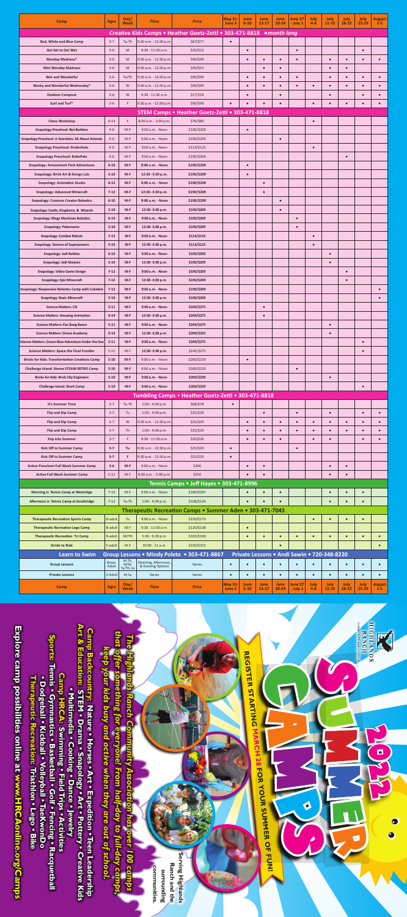| Camp | Ages | Day/Week | Time | Price | May 31-June 3 | June 6-10 | June 13-17 | June 20-24 | June 27-July 1 | July 4-8 | July 11-15 | July 18-22 | July 25-29 | August 1-5 |
|---|---|---|---|---|---|---|---|---|---|---|---|---|---|---|
| **Creative Kids Camps • Heather Goetz-Zettl • 303-471-8818 •month long** | | | | | | | | | | | | | | |
| Red, White and Blue Camp | 3-7 | Tu-Th | 9:30 a.m. - 12:30 p.m. | $67/$77 | • | | | | | | | | | |
| Get Set to Get Wet | 3-6 | M | 9:30 - 11:30 a.m. | $20/$23 | | • | | | • | | | | • | |
| Monday Madness* | 3-6 | M | 9:30 a.m. - 12:30 p.m. | $90/$99 | | • | • | • | • | | • | • | • | • |
| Mini Monday Madness | 3-6 | M | 9:30 a.m. - 12:30 p.m. | $45/$52 | | | • | • | | | • | • | | |
| Wet and Wonderful | 3-6 | Tu/Th | 9:30 a.m. - 12:30 p.m. | $90/$99 | | • | • | • | • | | • | • | • | • |
| Wacky and Wonderful Wednesday* | 3-6 | W | 9:30 a.m. - 12:30 p.m. | $90/$99 | | • | • | • | • | • | • | • | • | • |
| Outdoor Campout | 3-6 | W | 9:30 - 11:30 a.m. | $17/$19 | | • | | • | | | • | | • | • |
| Surf and Turf* | 3-6 | F | 9:30 a.m. - 12:30 p.m. | $90/$99 | • | • | • | • | | • | • | • | • | • |
| **STEM Camps • Heather Goetz-Zettl • 303-471-8818** | | | | | | | | | | | | | | |
| Chess Workshop | 6-14 | F | 8:30 a.m. - 3:00 p.m. | $79/$89 | | | | | | • | | | | |
| Snapology Preschool: Bot Builders | 4-6 | M-F | 9:00 a.m. - Noon | $190/$209 | | • | | | | | | | | |
| Snapology Preschool: Jr Scientists: All About Animals | 4-6 | M-F | 9:00 a.m. - Noon | $190/$209 | | | | • | | | | | | |
| Snapology Preschool: Kinderbots | 4-6 | W-F | 9:00 a.m. - Noon | $114/$125 | | | | | | • | | | | |
| Snapology Preschool: RoboPets | 4-6 | M-F | 9:00 a.m. - Noon | $190/$209 | | | | | | | | • | | |
| Snapology: Amusement Park Adventures | 6-10 | M-F | 9:00 a.m. - Noon | $190/$209 | | • | | | | | | | | |
| Snapology: Brick Art & Design Lab | 5-10 | M-F | 12:30 -3:30 p.m. | $190/$209 | | • | | | | | | | | |
| Snapology: Animation Studio | 6-12 | M-F | 9:00 a.m. - Noon | $190/$209 | | | • | | | | | | | |
| Snapology: Advanced Minecraft | 7-12 | M-F | 12:30 -3:30 p.m. | $190/$209 | | | • | | | | | | | |
| Snapology: Creature Creator Robotics | 6-10 | M-F | 9:00 a.m. - Noon | $190/$209 | | | | • | | | | | | |
| Snapology: Castle, Kingdoms, & Wizards | 5-10 | M-F | 12:30 -3:30 p.m. | $190/$209 | | | | • | | | | | | |
| Snapology: Mega Machines Robotics | 6-10 | M-F | 9:00 a.m. - Noon | $190/$209 | | | | | • | | | | | |
| Snapology: Pokemania | 5-10 | M-F | 12:30 -3:30 p.m. | $190/$209 | | | | | • | | | | | |
| Snapology: Combat Robots | 7-12 | W-F | 9:00 a.m. - Noon | $114/$125 | | | | | | • | | | | |
| Snapology: Science of Superpowers | 5-10 | W-F | 12:30 -3:30 p.m. | $114/$125 | | | | | | • | | | | |
| Snapology: Jedi Robtics | 6-10 | M-F | 9:00 a.m. - Noon | $190/$209 | | | | | | | • | | | |
| Snapology: Jedi Masters | 5-10 | M-F | 12:30 -3:30 p.m. | $190/$209 | | | | | | | • | | | |
| Snapology: Video Game Design | 7-12 | M-F | 9:00 a.m. - Noon | $190/$209 | | | | | | | | • | | |
| Snapology: Epic Minecraft | 7-12 | M-F | 12:30 -3:30 p.m. | $190/$209 | | | | | | | | • | | |
| Snapology: Responsive Robotics Camp with Cubelets | 7-12 | M-F | 9:00 a.m. - Noon | $190/$209 | | | | | | | | | | • |
| Snapology: Basic Minecraft | 5-10 | M-F | 12:30 -3:30 p.m. | $190/$209 | | | | | | | | | | • |
| Science Matters: CSI | 5-11 | M-F | 9:00 a.m. - Noon | $249/$275 | | | • | | | | | | | |
| Science Matters: Amazing Animation | 9-14 | M-F | 12:30 -3:30 p.m. | $249/$275 | | | • | | | | | | | |
| Science Matters: Fizz Bang Boom | 5-11 | M-F | 9:00 a.m. - Noon | $249/$275 | | | | | | | • | | | |
| Science Matters: Drone Academy | 9-14 | M-F | 12:30 -3:30 p.m. | $299/$325 | | | | | | | • | | | |
| Science Matters: Ocean Blue Adventure Under the Sea | 5-11 | M-F | 9:00 a.m. - Noon | $249/$275 | | | | | | | | | • | |
| Science Matters: Space the Final Frontier | 5-11 | M-F | 12:30 -3:30 p.m. | $249/$275 | | | | | | | | | • | |
| Bricks for Kidz: Transformation Creations Camp | 5-10 | M-F | 9:00 a.m. - Noon | $200/$220 | | • | | | | | | | | |
| Challenge Island: Xteme STEAM RETRO Camp | 5-10 | M-F | 9:00 a.m. - Noon | $200/$220 | | | | | • | | | | | |
| Bricks for Kidz: Brick City Engineers | 5-10 | M-F | 9:00 a.m. - Noon | $200/$220 | | | | | | | • | | | |
| Challenge Island: Shark Camp | 5-10 | M-F | 9:00 a.m. - Noon | $200/$220 | | | | | | | | | • | |
| **Tumbling Camps • Heather Goetz-Zettl • 303-471-8818** | | | | | | | | | | | | | | |
| It's Summer Time | 3-7 | Tu-Th | 1:00 - 4:00 p.m. | $68/$78 | • | | | | | | | | | |
| Flip and Dip Camp | 3-7 | Tu | 1:00 - 4:00 p.m. | $25/$29 | | | • | | • | | • | | • | • |
| Flip and Dip Camp | 3-7 | W | 9:30 a.m. - 12:30 p.m. | $25/$29 | | • | • | • | • | • | • | • | • | • |
| Flip and Dip Camp | 3-7 | Th | 1:00 - 4:00 p.m. | $25/$29 | | • | • | • | • | • | • | • | • | • |
| Pop into Summer | 3-7 | F | 9:30 - 11:30 a.m. | $20/$26 | | • | • | • | | • | • | | • | • |
| Kick Off to Summer Camp | 3-7 | Tu | 9:30 a.m. - 12:30 p.m. | $25/$29 | • | | | | • | | | | | |
| Kick Off to Summer Camp | 3-7 | F | 9:30 a.m. - 12:30 p.m. | $25/$29 | • | | | | | | | | | |
| Active Preschool Full Week Summer Camp | 3-6 | M-F | 9:00 a.m. - Noon | $200 | | • | • | | | | • | • | | |
| Active Full Week Summer Camp | 5-11 | M-F | 9:00 a.m. - 3:00 p.m. | $350 | | • | • | | | | • | • | | |
| **Tennis Camps • Jeff Hayes • 303-471-8996** | | | | | | | | | | | | | | |
| Morning Jr. Tennis Camp at Westridge | 7-12 | M-F | 9:00 a.m. - Noon | $180/$207 | | • | • | • | | | • | • | • | |
| Afternoon Jr. Tennis Camp at Southridge | 7-12 | Tu-Th | 1:00 - 4:00 p.m. | $108/$124 | | • | • | • | | | • | • | • | |
| **Therapeutic Recreation Camps • Summer Aden • 303-471-7043** | | | | | | | | | | | | | | |
| Therapeutic Recreation Sports Camp | 8-adult | Tu | 9:00 a.m. - Noon | $150/$173 | | | | | | • | • | • | • | |
| Therapeutic Recreation Lego Camp | 8-adult | M-F | 9:30 - 11:00 a.m. | $120/$138 | | • | | | | | | | | |
| Therapeutic Recreation Tri Camp | 8-adult | M/TH | 5:30 - 6:30 p.m. | $165/$190 | | • | • | • | • | • | • | • | • | • |
| Stride to Ride | 5-adult | M-F | 10:00 - 11 a.m. | $220/$253 | | | | • | | | | | | • |
| **Learn to Swim** | **Group Lessons • Mindy Polete • 303-471-8867** | | | | **Private Lessons • Andi Sawin • 720-348-8220** | | | | | | | | | |
| Group Lessons | 6mos-Adult | M-Th, M/W, Tu/Th, Sa | Morning, Afternoon, & Evening Options | Varies | • | • | • | • | • | • | • | • | • | • |
| Private Lessons | 3-Adult | M-Sa | Varies | Varies | • | • | • | • | • | • | • | • | • | • |
| **Camp** | **Ages** | **Day/Week** | **Time** | **Price** | **May 31-June 3** | **June 6-10** | **June 13-17** | **June 20-24** | **June 27-July 1** | **July 4-8** | **July 11-15** | **July 18-22** | **July 25-29** | **August 1-5** |

HIGHLANDS RANCH COMMUNITY ASSOCIATION

# SUMMER CAMPS 2022

**REGISTER STARTING MARCH 28 FOR YOUR SUMMER OF FUN!**

Serving Highlands Ranch and the surrounding communities.

***The Highlands Ranch Community Association has over 100 camps that offer something for everyone! From half-day to full-day camps, keep your kids busy and active when they are out of school.***

**Camp Backcountry:** Nature • Horses • Art • Expedition • Teen Leadership

**Art & Education:** STEM • Drama • Snapology • Art • Pottery • Creative Kids • Multimedia • Cooking • Dance • Jewelry

**Camp HRCA:** Swimming • Field Trips • Activities

**Sports:** Tennis • Gymnastics • Basketball • Golf • Fencing • Racquetball • Dodgeball • Kickball • Volleyball • TaekwonDo

**Therapeutic Recreation:** Triathlon • Lego • Bike

**Explore camp possibilities online at www.HRCAonline.org/Camps**